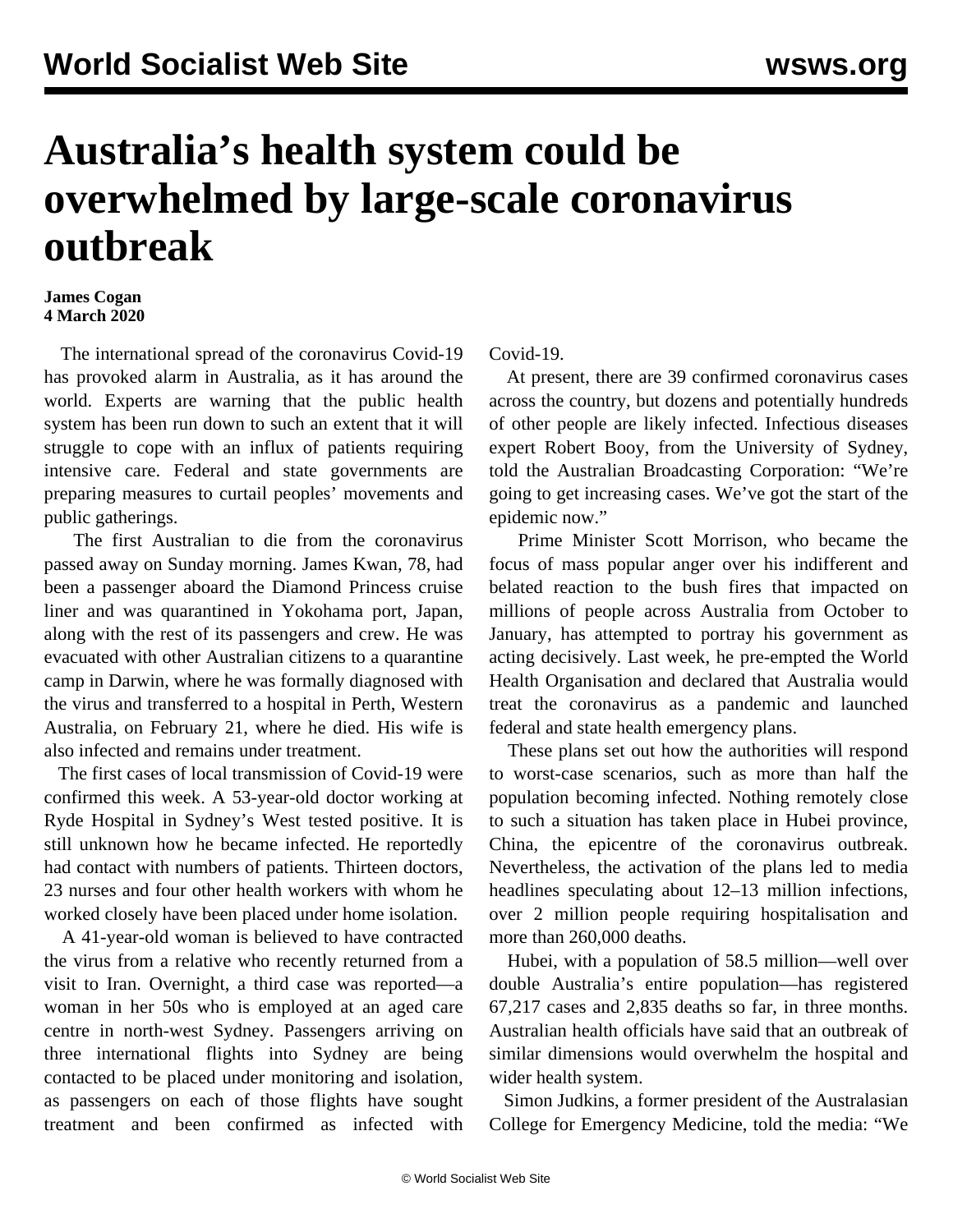// World Socialist Web Site wsws.org header is running header — omit.

# Australia's health system could be overwhelmed by large-scale coronavirus outbreak

**James Cogan**
**4 March 2020**

The international spread of the coronavirus Covid-19 has provoked alarm in Australia, as it has around the world. Experts are warning that the public health system has been run down to such an extent that it will struggle to cope with an influx of patients requiring intensive care. Federal and state governments are preparing measures to curtail peoples' movements and public gatherings.

The first Australian to die from the coronavirus passed away on Sunday morning. James Kwan, 78, had been a passenger aboard the Diamond Princess cruise liner and was quarantined in Yokohama port, Japan, along with the rest of its passengers and crew. He was evacuated with other Australian citizens to a quarantine camp in Darwin, where he was formally diagnosed with the virus and transferred to a hospital in Perth, Western Australia, on February 21, where he died. His wife is also infected and remains under treatment.

The first cases of local transmission of Covid-19 were confirmed this week. A 53-year-old doctor working at Ryde Hospital in Sydney's West tested positive. It is still unknown how he became infected. He reportedly had contact with numbers of patients. Thirteen doctors, 23 nurses and four other health workers with whom he worked closely have been placed under home isolation.

A 41-year-old woman is believed to have contracted the virus from a relative who recently returned from a visit to Iran. Overnight, a third case was reported—a woman in her 50s who is employed at an aged care centre in north-west Sydney. Passengers arriving on three international flights into Sydney are being contacted to be placed under monitoring and isolation, as passengers on each of those flights have sought treatment and been confirmed as infected with Covid-19.

At present, there are 39 confirmed coronavirus cases across the country, but dozens and potentially hundreds of other people are likely infected. Infectious diseases expert Robert Booy, from the University of Sydney, told the Australian Broadcasting Corporation: "We're going to get increasing cases. We've got the start of the epidemic now."

Prime Minister Scott Morrison, who became the focus of mass popular anger over his indifferent and belated reaction to the bush fires that impacted on millions of people across Australia from October to January, has attempted to portray his government as acting decisively. Last week, he pre-empted the World Health Organisation and declared that Australia would treat the coronavirus as a pandemic and launched federal and state health emergency plans.

These plans set out how the authorities will respond to worst-case scenarios, such as more than half the population becoming infected. Nothing remotely close to such a situation has taken place in Hubei province, China, the epicentre of the coronavirus outbreak. Nevertheless, the activation of the plans led to media headlines speculating about 12–13 million infections, over 2 million people requiring hospitalisation and more than 260,000 deaths.

Hubei, with a population of 58.5 million—well over double Australia's entire population—has registered 67,217 cases and 2,835 deaths so far, in three months. Australian health officials have said that an outbreak of similar dimensions would overwhelm the hospital and wider health system.

Simon Judkins, a former president of the Australasian College for Emergency Medicine, told the media: "We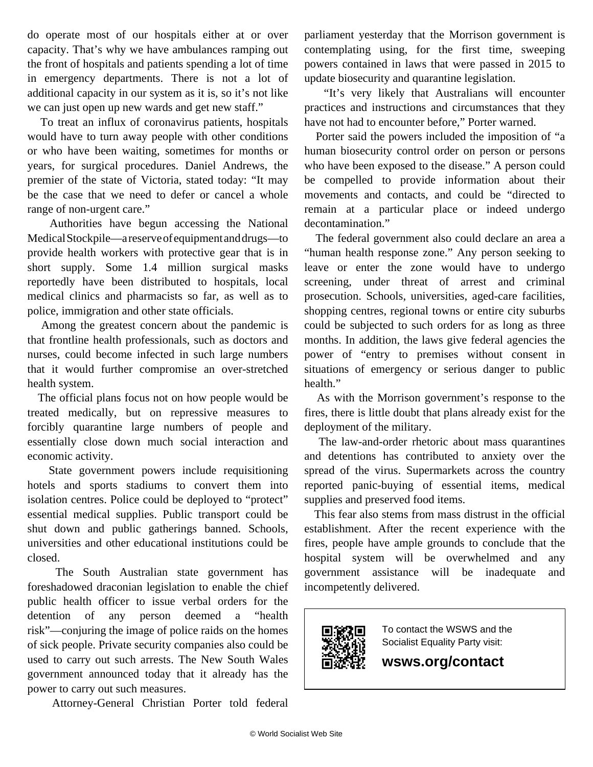do operate most of our hospitals either at or over capacity. That's why we have ambulances ramping out the front of hospitals and patients spending a lot of time in emergency departments. There is not a lot of additional capacity in our system as it is, so it's not like we can just open up new wards and get new staff."

To treat an influx of coronavirus patients, hospitals would have to turn away people with other conditions or who have been waiting, sometimes for months or years, for surgical procedures. Daniel Andrews, the premier of the state of Victoria, stated today: "It may be the case that we need to defer or cancel a whole range of non-urgent care."

Authorities have begun accessing the National Medical Stockpile—a reserve of equipment and drugs—to provide health workers with protective gear that is in short supply. Some 1.4 million surgical masks reportedly have been distributed to hospitals, local medical clinics and pharmacists so far, as well as to police, immigration and other state officials.

Among the greatest concern about the pandemic is that frontline health professionals, such as doctors and nurses, could become infected in such large numbers that it would further compromise an over-stretched health system.

The official plans focus not on how people would be treated medically, but on repressive measures to forcibly quarantine large numbers of people and essentially close down much social interaction and economic activity.

State government powers include requisitioning hotels and sports stadiums to convert them into isolation centres. Police could be deployed to "protect" essential medical supplies. Public transport could be shut down and public gatherings banned. Schools, universities and other educational institutions could be closed.

The South Australian state government has foreshadowed draconian legislation to enable the chief public health officer to issue verbal orders for the detention of any person deemed a "health risk"—conjuring the image of police raids on the homes of sick people. Private security companies also could be used to carry out such arrests. The New South Wales government announced today that it already has the power to carry out such measures.

Attorney-General Christian Porter told federal parliament yesterday that the Morrison government is contemplating using, for the first time, sweeping powers contained in laws that were passed in 2015 to update biosecurity and quarantine legislation.

"It's very likely that Australians will encounter practices and instructions and circumstances that they have not had to encounter before," Porter warned.

Porter said the powers included the imposition of "a human biosecurity control order on person or persons who have been exposed to the disease." A person could be compelled to provide information about their movements and contacts, and could be "directed to remain at a particular place or indeed undergo decontamination."

The federal government also could declare an area a "human health response zone." Any person seeking to leave or enter the zone would have to undergo screening, under threat of arrest and criminal prosecution. Schools, universities, aged-care facilities, shopping centres, regional towns or entire city suburbs could be subjected to such orders for as long as three months. In addition, the laws give federal agencies the power of "entry to premises without consent in situations of emergency or serious danger to public health."

As with the Morrison government's response to the fires, there is little doubt that plans already exist for the deployment of the military.

The law-and-order rhetoric about mass quarantines and detentions has contributed to anxiety over the spread of the virus. Supermarkets across the country reported panic-buying of essential items, medical supplies and preserved food items.

This fear also stems from mass distrust in the official establishment. After the recent experience with the fires, people have ample grounds to conclude that the hospital system will be overwhelmed and any government assistance will be inadequate and incompetently delivered.

To contact the WSWS and the Socialist Equality Party visit:

**wsws.org/contact**